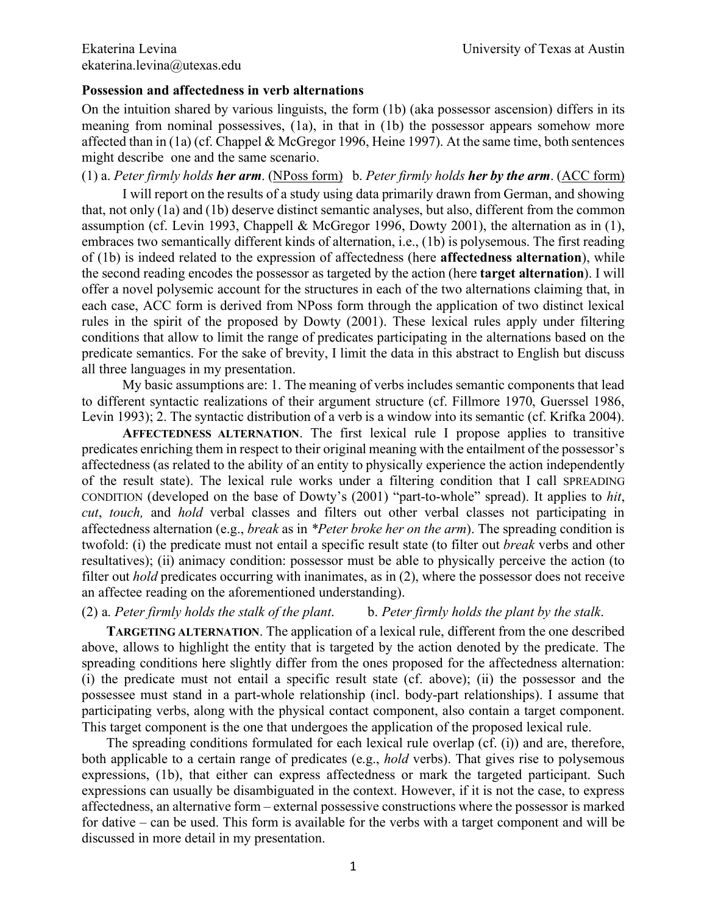Ekaterina Levina
ekaterina.levina@utexas.edu

University of Texas at Austin

**Possession and affectedness in verb alternations**

On the intuition shared by various linguists, the form (1b) (aka possessor ascension) differs in its meaning from nominal possessives, (1a), in that in (1b) the possessor appears somehow more affected than in (1a) (cf. Chappel & McGregor 1996, Heine 1997). At the same time, both sentences might describe one and the same scenario.

(1) a. *Peter firmly holds* ***her arm***. (<u>NPoss form</u>) b. *Peter firmly holds* ***her by the arm***. (<u>ACC form</u>)

I will report on the results of a study using data primarily drawn from German, and showing that, not only (1a) and (1b) deserve distinct semantic analyses, but also, different from the common assumption (cf. Levin 1993, Chappell & McGregor 1996, Dowty 2001), the alternation as in (1), embraces two semantically different kinds of alternation, i.e., (1b) is polysemous. The first reading of (1b) is indeed related to the expression of affectedness (here **affectedness alternation**), while the second reading encodes the possessor as targeted by the action (here **target alternation**). I will offer a novel polysemic account for the structures in each of the two alternations claiming that, in each case, ACC form is derived from NPoss form through the application of two distinct lexical rules in the spirit of the proposed by Dowty (2001). These lexical rules apply under filtering conditions that allow to limit the range of predicates participating in the alternations based on the predicate semantics. For the sake of brevity, I limit the data in this abstract to English but discuss all three languages in my presentation.

My basic assumptions are: 1. The meaning of verbs includes semantic components that lead to different syntactic realizations of their argument structure (cf. Fillmore 1970, Guerssel 1986, Levin 1993); 2. The syntactic distribution of a verb is a window into its semantic (cf. Krifka 2004).

**AFFECTEDNESS ALTERNATION**. The first lexical rule I propose applies to transitive predicates enriching them in respect to their original meaning with the entailment of the possessor's affectedness (as related to the ability of an entity to physically experience the action independently of the result state). The lexical rule works under a filtering condition that I call SPREADING CONDITION (developed on the base of Dowty's (2001) "part-to-whole" spread). It applies to *hit*, *cut*, *touch,* and *hold* verbal classes and filters out other verbal classes not participating in affectedness alternation (e.g., *break* as in *\*Peter broke her on the arm*). The spreading condition is twofold: (i) the predicate must not entail a specific result state (to filter out *break* verbs and other resultatives); (ii) animacy condition: possessor must be able to physically perceive the action (to filter out *hold* predicates occurring with inanimates, as in (2), where the possessor does not receive an affectee reading on the aforementioned understanding).

(2) a. *Peter firmly holds the stalk of the plant.* b. *Peter firmly holds the plant by the stalk*.

**TARGETING ALTERNATION**. The application of a lexical rule, different from the one described above, allows to highlight the entity that is targeted by the action denoted by the predicate. The spreading conditions here slightly differ from the ones proposed for the affectedness alternation: (i) the predicate must not entail a specific result state (cf. above); (ii) the possessor and the possessee must stand in a part-whole relationship (incl. body-part relationships). I assume that participating verbs, along with the physical contact component, also contain a target component. This target component is the one that undergoes the application of the proposed lexical rule.

The spreading conditions formulated for each lexical rule overlap (cf. (i)) and are, therefore, both applicable to a certain range of predicates (e.g., *hold* verbs). That gives rise to polysemous expressions, (1b), that either can express affectedness or mark the targeted participant. Such expressions can usually be disambiguated in the context. However, if it is not the case, to express affectedness, an alternative form – external possessive constructions where the possessor is marked for dative – can be used. This form is available for the verbs with a target component and will be discussed in more detail in my presentation.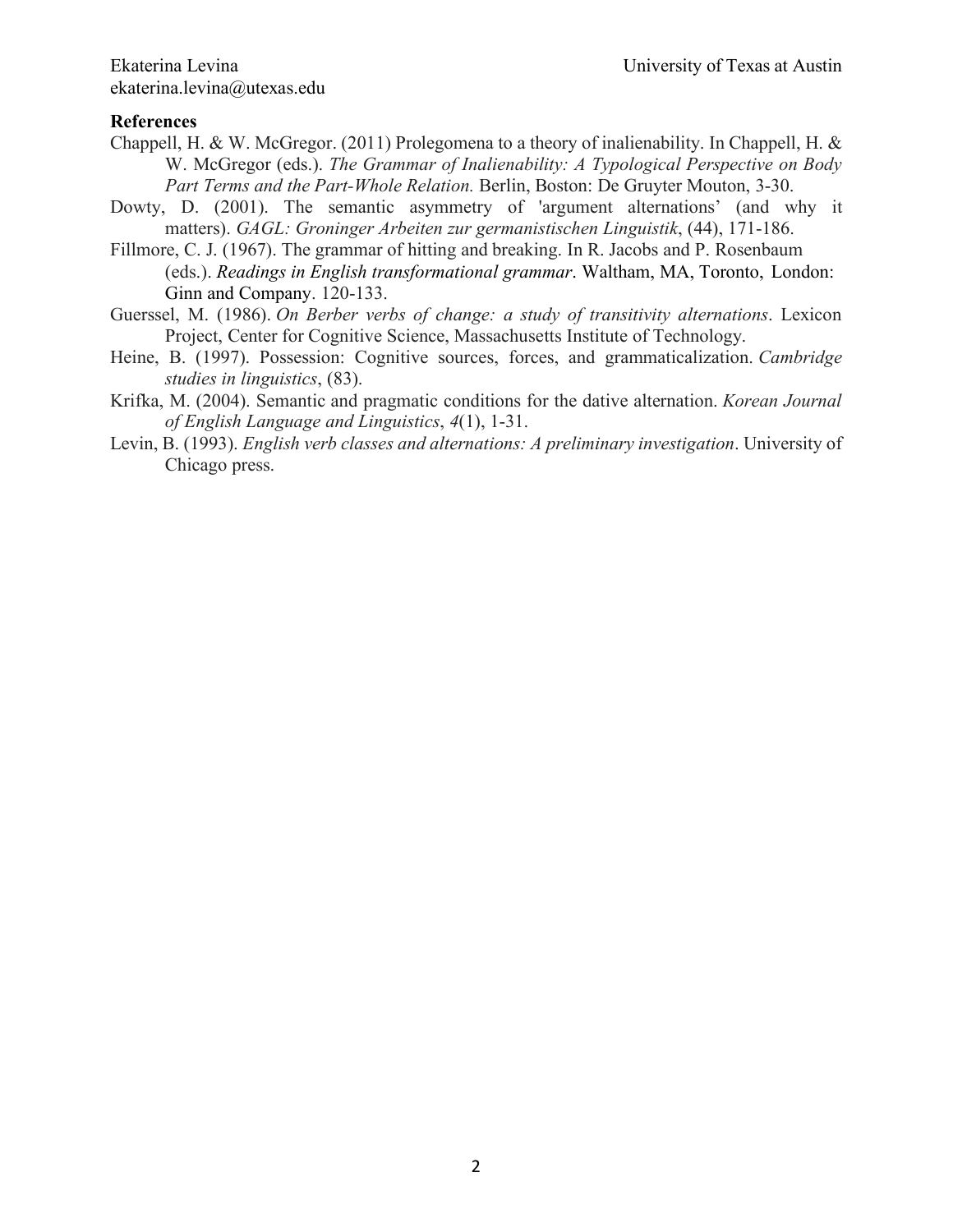**References**

Chappell, H. & W. McGregor. (2011) Prolegomena to a theory of inalienability. In Chappell, H. & W. McGregor (eds.). *The Grammar of Inalienability: A Typological Perspective on Body Part Terms and the Part-Whole Relation.* Berlin, Boston: De Gruyter Mouton, 3-30.

Dowty, D. (2001). The semantic asymmetry of 'argument alternations' (and why it matters). *GAGL: Groninger Arbeiten zur germanistischen Linguistik*, (44), 171-186.

Fillmore, C. J. (1967). The grammar of hitting and breaking. In R. Jacobs and P. Rosenbaum (eds.). *Readings in English transformational grammar*. Waltham, MA, Toronto, London: Ginn and Company. 120-133.

Guerssel, M. (1986). *On Berber verbs of change: a study of transitivity alternations*. Lexicon Project, Center for Cognitive Science, Massachusetts Institute of Technology.

Heine, B. (1997). Possession: Cognitive sources, forces, and grammaticalization. *Cambridge studies in linguistics*, (83).

Krifka, M. (2004). Semantic and pragmatic conditions for the dative alternation. *Korean Journal of English Language and Linguistics*, *4*(1), 1-31.

Levin, B. (1993). *English verb classes and alternations: A preliminary investigation*. University of Chicago press.